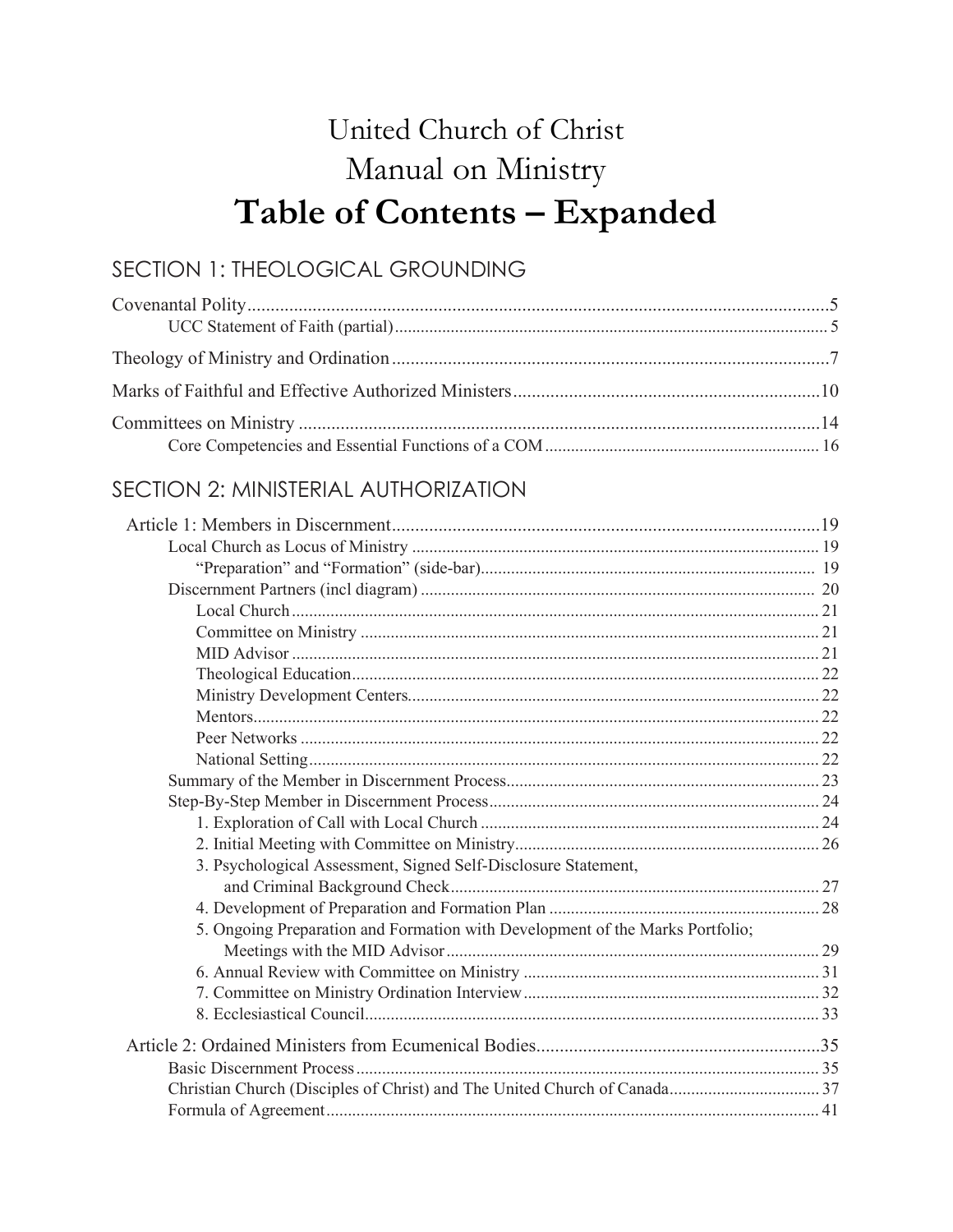# United Church of Christ
# Manual on Ministry
# Table of Contents – Expanded

## SECTION 1: THEOLOGICAL GROUNDING

Covenantal Polity....................5
- UCC Statement of Faith (partial)....................5

Theology of Ministry and Ordination....................7

Marks of Faithful and Effective Authorized Ministers....................10

Committees on Ministry....................14
- Core Competencies and Essential Functions of a COM....................16

## SECTION 2: MINISTERIAL AUTHORIZATION

Article 1: Members in Discernment....................19
- Local Church as Locus of Ministry....................19
  - "Preparation" and "Formation" (side-bar)....................19
- Discernment Partners (incl diagram)....................20
  - Local Church....................21
  - Committee on Ministry....................21
  - MID Advisor....................21
  - Theological Education....................22
  - Ministry Development Centers....................22
  - Mentors....................22
  - Peer Networks....................22
  - National Setting....................22
- Summary of the Member in Discernment Process....................23
- Step-By-Step Member in Discernment Process....................24
  - 1. Exploration of Call with Local Church....................24
  - 2. Initial Meeting with Committee on Ministry....................26
  - 3. Psychological Assessment, Signed Self-Disclosure Statement, and Criminal Background Check....................27
  - 4. Development of Preparation and Formation Plan....................28
  - 5. Ongoing Preparation and Formation with Development of the Marks Portfolio; Meetings with the MID Advisor....................29
  - 6. Annual Review with Committee on Ministry....................31
  - 7. Committee on Ministry Ordination Interview....................32
  - 8. Ecclesiastical Council....................33

Article 2: Ordained Ministers from Ecumenical Bodies....................35
- Basic Discernment Process....................35
- Christian Church (Disciples of Christ) and The United Church of Canada....................37
- Formula of Agreement....................41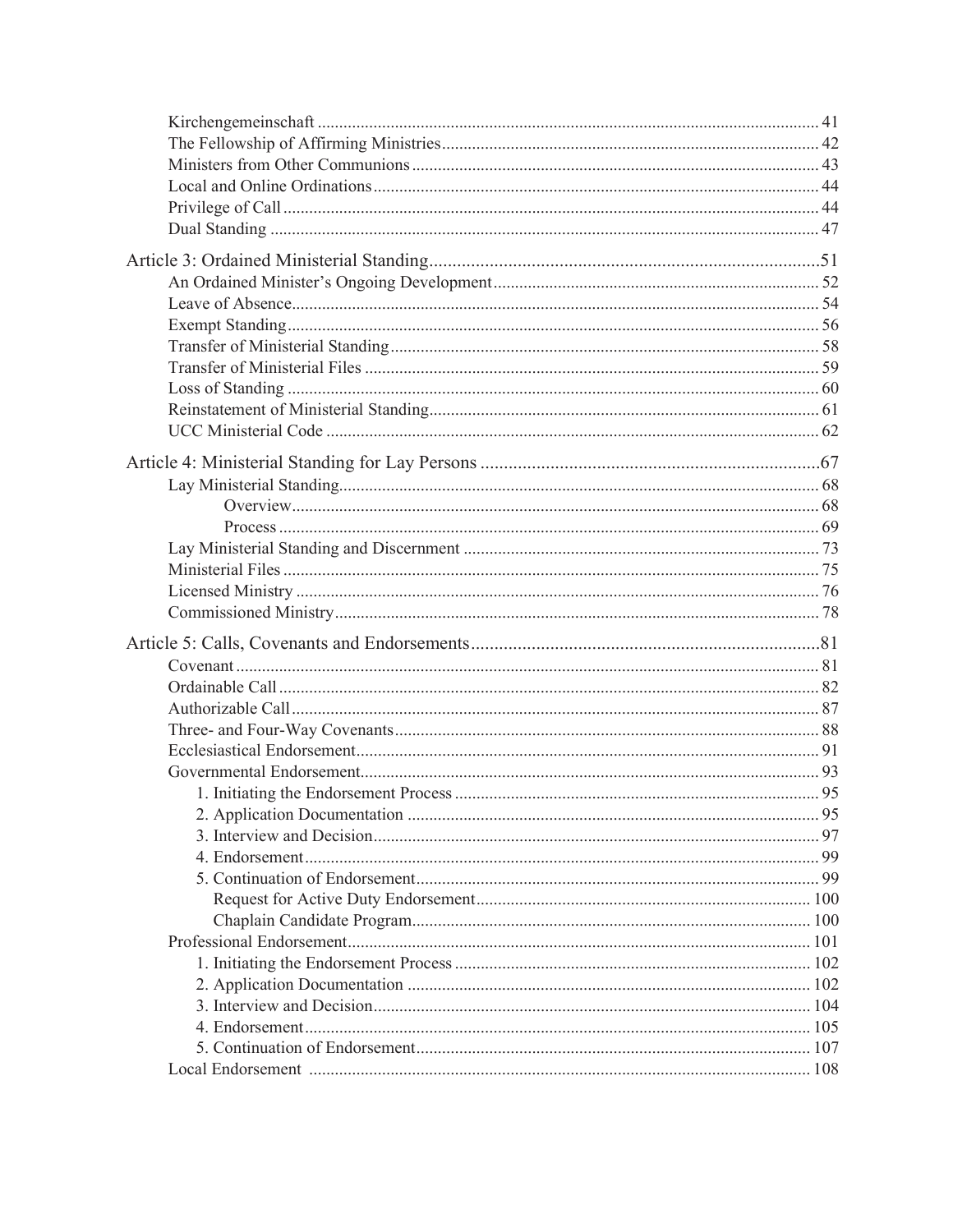Kirchengemeinschaft ..... 41
The Fellowship of Affirming Ministries ..... 42
Ministers from Other Communions ..... 43
Local and Online Ordinations ..... 44
Privilege of Call ..... 44
Dual Standing ..... 47

Article 3: Ordained Ministerial Standing ..... 51
An Ordained Minister's Ongoing Development ..... 52
Leave of Absence ..... 54
Exempt Standing ..... 56
Transfer of Ministerial Standing ..... 58
Transfer of Ministerial Files ..... 59
Loss of Standing ..... 60
Reinstatement of Ministerial Standing ..... 61
UCC Ministerial Code ..... 62

Article 4: Ministerial Standing for Lay Persons ..... 67
Lay Ministerial Standing ..... 68
Overview ..... 68
Process ..... 69
Lay Ministerial Standing and Discernment ..... 73
Ministerial Files ..... 75
Licensed Ministry ..... 76
Commissioned Ministry ..... 78

Article 5: Calls, Covenants and Endorsements ..... 81
Covenant ..... 81
Ordainable Call ..... 82
Authorizable Call ..... 87
Three- and Four-Way Covenants ..... 88
Ecclesiastical Endorsement ..... 91
Governmental Endorsement ..... 93
1. Initiating the Endorsement Process ..... 95
2. Application Documentation ..... 95
3. Interview and Decision ..... 97
4. Endorsement ..... 99
5. Continuation of Endorsement ..... 99
Request for Active Duty Endorsement ..... 100
Chaplain Candidate Program ..... 100
Professional Endorsement ..... 101
1. Initiating the Endorsement Process ..... 102
2. Application Documentation ..... 102
3. Interview and Decision ..... 104
4. Endorsement ..... 105
5. Continuation of Endorsement ..... 107
Local Endorsement ..... 108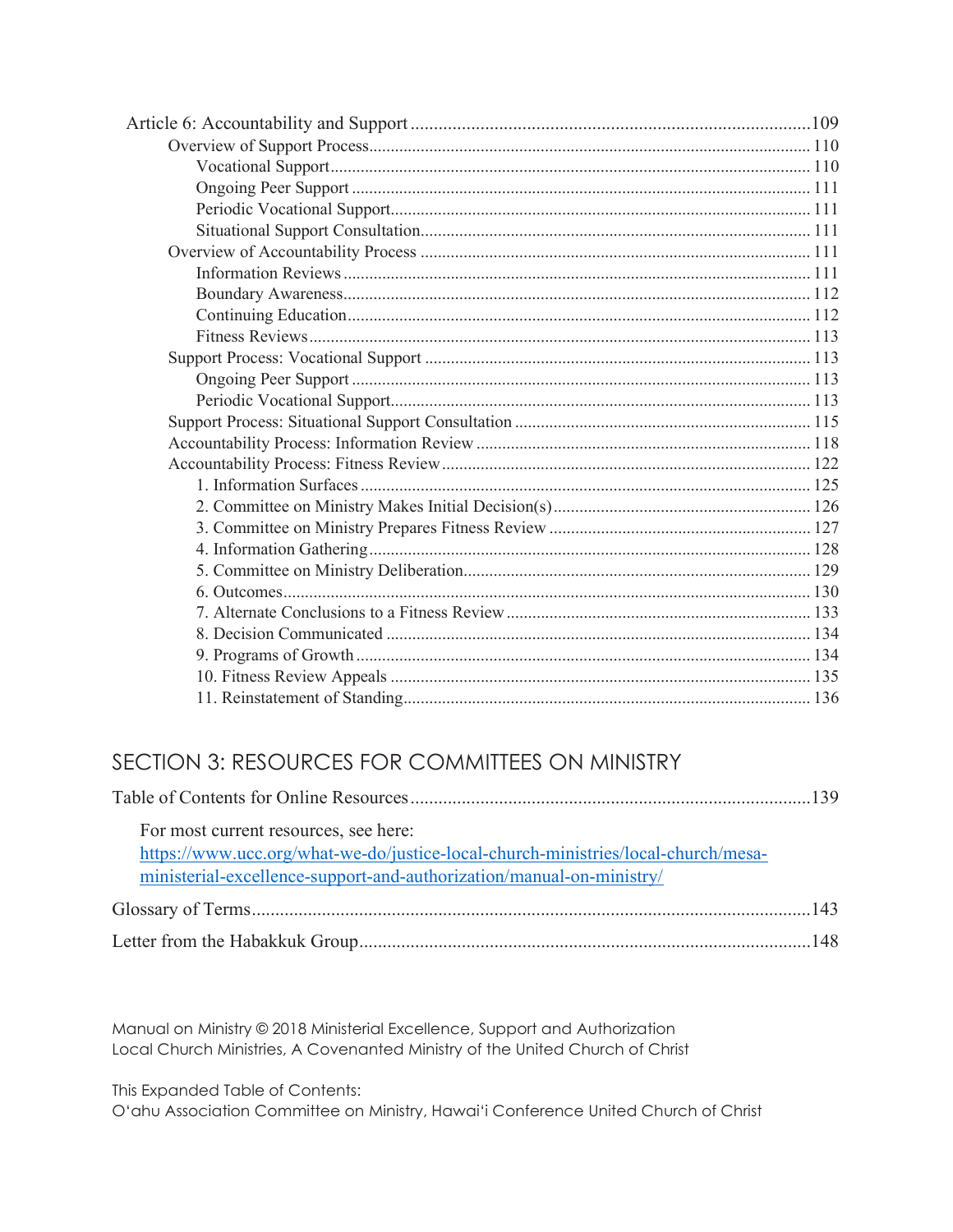Article 6: Accountability and Support ........................................................................................109

- Overview of Support Process ........................................................................................ 110
  - Vocational Support ........................................................................................ 110
  - Ongoing Peer Support ........................................................................................ 111
  - Periodic Vocational Support ........................................................................................ 111
  - Situational Support Consultation ........................................................................................ 111
- Overview of Accountability Process ........................................................................................ 111
  - Information Reviews ........................................................................................ 111
  - Boundary Awareness ........................................................................................ 112
  - Continuing Education ........................................................................................ 112
  - Fitness Reviews ........................................................................................ 113
- Support Process: Vocational Support ........................................................................................ 113
  - Ongoing Peer Support ........................................................................................ 113
  - Periodic Vocational Support ........................................................................................ 113
- Support Process: Situational Support Consultation ........................................................................................ 115
- Accountability Process: Information Review ........................................................................................ 118
- Accountability Process: Fitness Review ........................................................................................ 122
  - 1. Information Surfaces ........................................................................................ 125
  - 2. Committee on Ministry Makes Initial Decision(s) ........................................................................................ 126
  - 3. Committee on Ministry Prepares Fitness Review ........................................................................................ 127
  - 4. Information Gathering ........................................................................................ 128
  - 5. Committee on Ministry Deliberation ........................................................................................ 129
  - 6. Outcomes ........................................................................................ 130
  - 7. Alternate Conclusions to a Fitness Review ........................................................................................ 133
  - 8. Decision Communicated ........................................................................................ 134
  - 9. Programs of Growth ........................................................................................ 134
  - 10. Fitness Review Appeals ........................................................................................ 135
  - 11. Reinstatement of Standing ........................................................................................ 136

## SECTION 3: RESOURCES FOR COMMITTEES ON MINISTRY

Table of Contents for Online Resources ........................................................................................139

For most current resources, see here:
https://www.ucc.org/what-we-do/justice-local-church-ministries/local-church/mesa-ministerial-excellence-support-and-authorization/manual-on-ministry/

Glossary of Terms ........................................................................................143

Letter from the Habakkuk Group ........................................................................................148

Manual on Ministry © 2018 Ministerial Excellence, Support and Authorization
Local Church Ministries, A Covenanted Ministry of the United Church of Christ

This Expanded Table of Contents:
O'ahu Association Committee on Ministry, Hawai'i Conference United Church of Christ